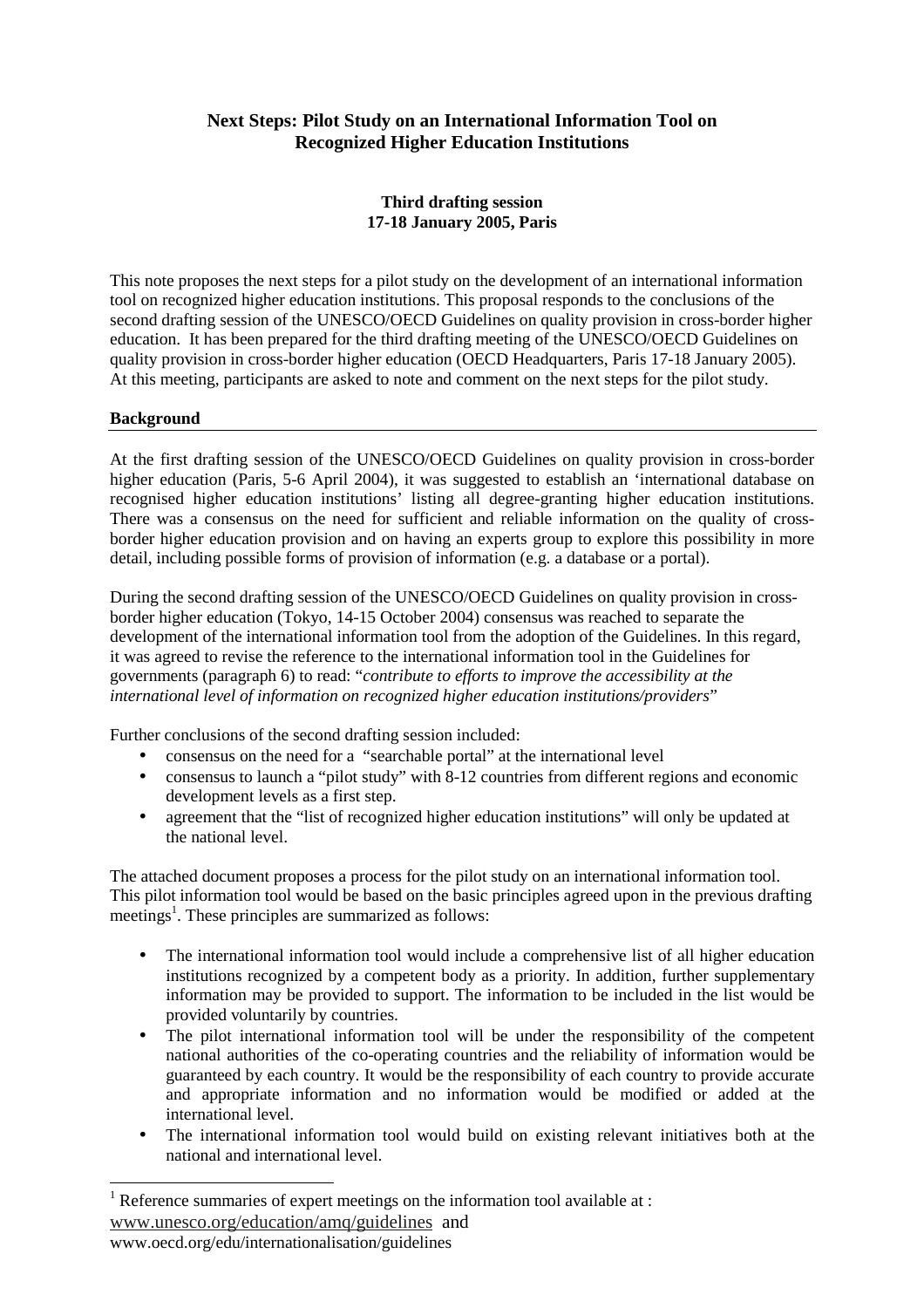# Next Steps: Pilot Study on an International Information Tool on Recognized Higher Education Institutions

**Third drafting session**
**17-18 January 2005, Paris**

This note proposes the next steps for a pilot study on the development of an international information tool on recognized higher education institutions. This proposal responds to the conclusions of the second drafting session of the UNESCO/OECD Guidelines on quality provision in cross-border higher education. It has been prepared for the third drafting meeting of the UNESCO/OECD Guidelines on quality provision in cross-border higher education (OECD Headquarters, Paris 17-18 January 2005). At this meeting, participants are asked to note and comment on the next steps for the pilot study.

## Background

At the first drafting session of the UNESCO/OECD Guidelines on quality provision in cross-border higher education (Paris, 5-6 April 2004), it was suggested to establish an 'international database on recognised higher education institutions' listing all degree-granting higher education institutions. There was a consensus on the need for sufficient and reliable information on the quality of cross-border higher education provision and on having an experts group to explore this possibility in more detail, including possible forms of provision of information (e.g. a database or a portal).

During the second drafting session of the UNESCO/OECD Guidelines on quality provision in cross-border higher education (Tokyo, 14-15 October 2004) consensus was reached to separate the development of the international information tool from the adoption of the Guidelines. In this regard, it was agreed to revise the reference to the international information tool in the Guidelines for governments (paragraph 6) to read: "*contribute to efforts to improve the accessibility at the international level of information on recognized higher education institutions/providers*"

Further conclusions of the second drafting session included:

- consensus on the need for a "searchable portal" at the international level
- consensus to launch a "pilot study" with 8-12 countries from different regions and economic development levels as a first step.
- agreement that the "list of recognized higher education institutions" will only be updated at the national level.

The attached document proposes a process for the pilot study on an international information tool. This pilot information tool would be based on the basic principles agreed upon in the previous drafting meetings[1]. These principles are summarized as follows:

- The international information tool would include a comprehensive list of all higher education institutions recognized by a competent body as a priority. In addition, further supplementary information may be provided to support. The information to be included in the list would be provided voluntarily by countries.
- The pilot international information tool will be under the responsibility of the competent national authorities of the co-operating countries and the reliability of information would be guaranteed by each country. It would be the responsibility of each country to provide accurate and appropriate information and no information would be modified or added at the international level.
- The international information tool would build on existing relevant initiatives both at the national and international level.

---

[1] Reference summaries of expert meetings on the information tool available at :
www.unesco.org/education/amq/guidelines and
www.oecd.org/edu/internationalisation/guidelines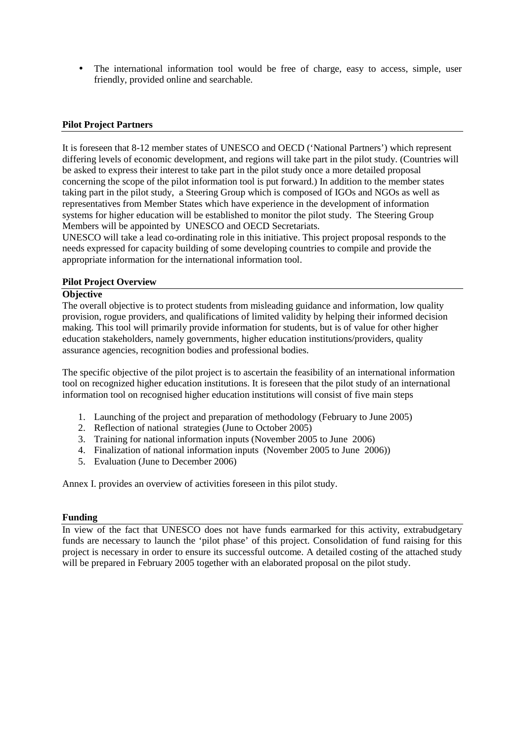- The international information tool would be free of charge, easy to access, simple, user friendly, provided online and searchable.

**Pilot Project Partners**

It is foreseen that 8-12 member states of UNESCO and OECD ('National Partners') which represent differing levels of economic development, and regions will take part in the pilot study. (Countries will be asked to express their interest to take part in the pilot study once a more detailed proposal concerning the scope of the pilot information tool is put forward.) In addition to the member states taking part in the pilot study, a Steering Group which is composed of IGOs and NGOs as well as representatives from Member States which have experience in the development of information systems for higher education will be established to monitor the pilot study. The Steering Group Members will be appointed by UNESCO and OECD Secretariats.
UNESCO will take a lead co-ordinating role in this initiative. This project proposal responds to the needs expressed for capacity building of some developing countries to compile and provide the appropriate information for the international information tool.

**Pilot Project Overview**

**Objective**

The overall objective is to protect students from misleading guidance and information, low quality provision, rogue providers, and qualifications of limited validity by helping their informed decision making. This tool will primarily provide information for students, but is of value for other higher education stakeholders, namely governments, higher education institutions/providers, quality assurance agencies, recognition bodies and professional bodies.

The specific objective of the pilot project is to ascertain the feasibility of an international information tool on recognized higher education institutions. It is foreseen that the pilot study of an international information tool on recognised higher education institutions will consist of five main steps

1. Launching of the project and preparation of methodology (February to June 2005)
2. Reflection of national strategies (June to October 2005)
3. Training for national information inputs (November 2005 to June 2006)
4. Finalization of national information inputs (November 2005 to June 2006))
5. Evaluation (June to December 2006)

Annex I. provides an overview of activities foreseen in this pilot study.

**Funding**

In view of the fact that UNESCO does not have funds earmarked for this activity, extrabudgetary funds are necessary to launch the 'pilot phase' of this project. Consolidation of fund raising for this project is necessary in order to ensure its successful outcome. A detailed costing of the attached study will be prepared in February 2005 together with an elaborated proposal on the pilot study.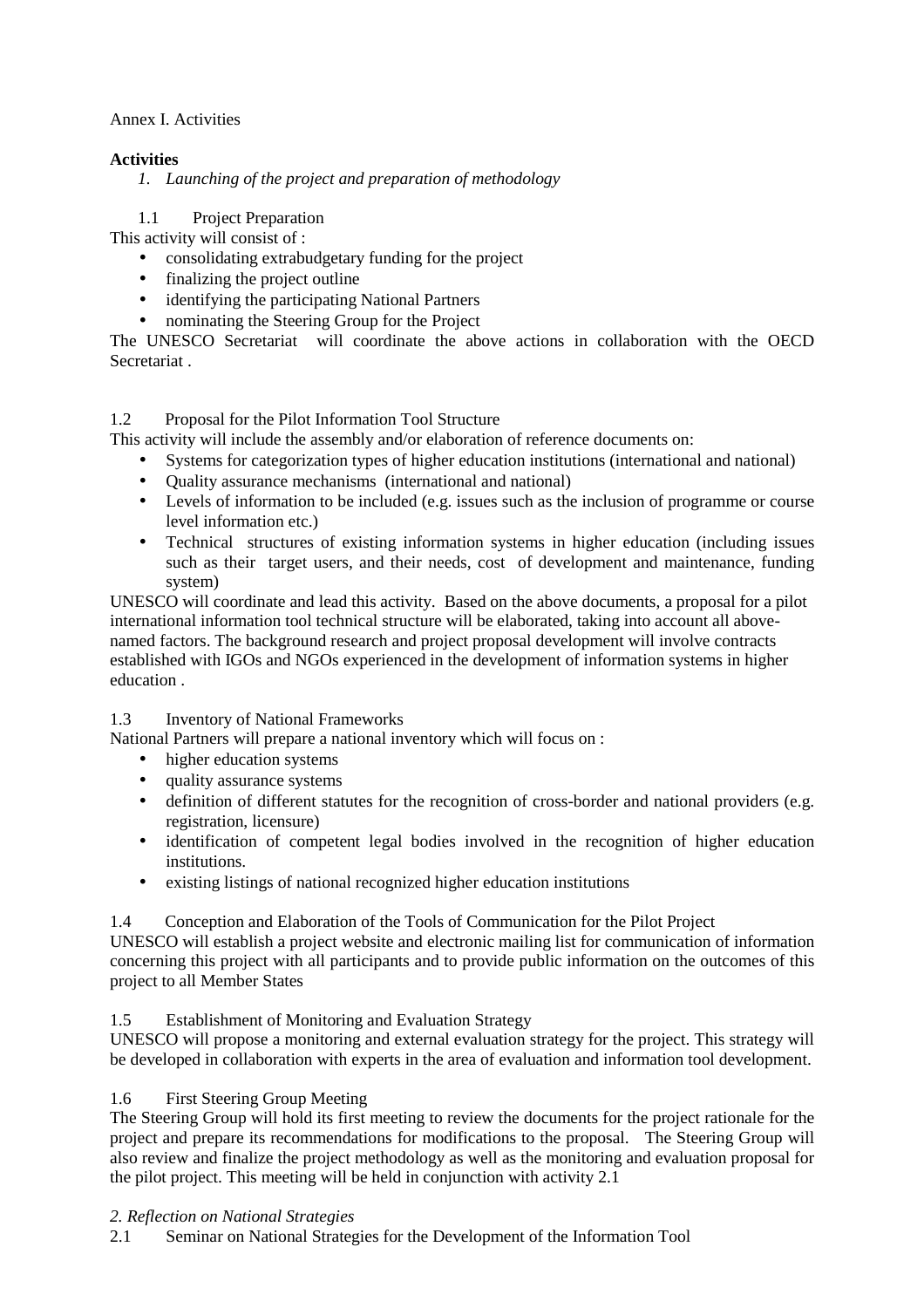Annex I. Activities

**Activities**

1. *Launching of the project and preparation of methodology*

1.1 Project Preparation

This activity will consist of :

- consolidating extrabudgetary funding for the project
- finalizing the project outline
- identifying the participating National Partners
- nominating the Steering Group for the Project

The UNESCO Secretariat will coordinate the above actions in collaboration with the OECD Secretariat .

1.2 Proposal for the Pilot Information Tool Structure

This activity will include the assembly and/or elaboration of reference documents on:

- Systems for categorization types of higher education institutions (international and national)
- Quality assurance mechanisms (international and national)
- Levels of information to be included (e.g. issues such as the inclusion of programme or course level information etc.)
- Technical structures of existing information systems in higher education (including issues such as their target users, and their needs, cost of development and maintenance, funding system)

UNESCO will coordinate and lead this activity. Based on the above documents, a proposal for a pilot international information tool technical structure will be elaborated, taking into account all above-named factors. The background research and project proposal development will involve contracts established with IGOs and NGOs experienced in the development of information systems in higher education .

1.3 Inventory of National Frameworks

National Partners will prepare a national inventory which will focus on :

- higher education systems
- quality assurance systems
- definition of different statutes for the recognition of cross-border and national providers (e.g. registration, licensure)
- identification of competent legal bodies involved in the recognition of higher education institutions.
- existing listings of national recognized higher education institutions

1.4 Conception and Elaboration of the Tools of Communication for the Pilot Project

UNESCO will establish a project website and electronic mailing list for communication of information concerning this project with all participants and to provide public information on the outcomes of this project to all Member States

1.5 Establishment of Monitoring and Evaluation Strategy

UNESCO will propose a monitoring and external evaluation strategy for the project. This strategy will be developed in collaboration with experts in the area of evaluation and information tool development.

1.6 First Steering Group Meeting

The Steering Group will hold its first meeting to review the documents for the project rationale for the project and prepare its recommendations for modifications to the proposal. The Steering Group will also review and finalize the project methodology as well as the monitoring and evaluation proposal for the pilot project. This meeting will be held in conjunction with activity 2.1

*2. Reflection on National Strategies*

2.1 Seminar on National Strategies for the Development of the Information Tool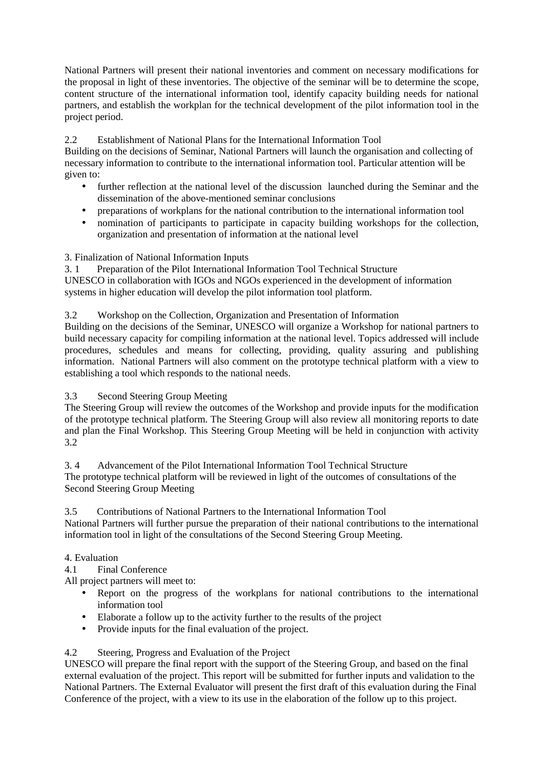National Partners will present their national inventories and comment on necessary modifications for the proposal in light of these inventories. The objective of the seminar will be to determine the scope, content structure of the international information tool, identify capacity building needs for national partners, and establish the workplan for the technical development of the pilot information tool in the project period.

2.2 Establishment of National Plans for the International Information Tool

Building on the decisions of Seminar, National Partners will launch the organisation and collecting of necessary information to contribute to the international information tool. Particular attention will be given to:

- further reflection at the national level of the discussion launched during the Seminar and the dissemination of the above-mentioned seminar conclusions
- preparations of workplans for the national contribution to the international information tool
- nomination of participants to participate in capacity building workshops for the collection, organization and presentation of information at the national level

3. Finalization of National Information Inputs

3. 1 Preparation of the Pilot International Information Tool Technical Structure

UNESCO in collaboration with IGOs and NGOs experienced in the development of information systems in higher education will develop the pilot information tool platform.

3.2 Workshop on the Collection, Organization and Presentation of Information

Building on the decisions of the Seminar, UNESCO will organize a Workshop for national partners to build necessary capacity for compiling information at the national level. Topics addressed will include procedures, schedules and means for collecting, providing, quality assuring and publishing information. National Partners will also comment on the prototype technical platform with a view to establishing a tool which responds to the national needs.

3.3 Second Steering Group Meeting

The Steering Group will review the outcomes of the Workshop and provide inputs for the modification of the prototype technical platform. The Steering Group will also review all monitoring reports to date and plan the Final Workshop. This Steering Group Meeting will be held in conjunction with activity 3.2

3. 4 Advancement of the Pilot International Information Tool Technical Structure

The prototype technical platform will be reviewed in light of the outcomes of consultations of the Second Steering Group Meeting

3.5 Contributions of National Partners to the International Information Tool

National Partners will further pursue the preparation of their national contributions to the international information tool in light of the consultations of the Second Steering Group Meeting.

4. Evaluation

4.1 Final Conference

All project partners will meet to:

- Report on the progress of the workplans for national contributions to the international information tool
- Elaborate a follow up to the activity further to the results of the project
- Provide inputs for the final evaluation of the project.

4.2 Steering, Progress and Evaluation of the Project

UNESCO will prepare the final report with the support of the Steering Group, and based on the final external evaluation of the project. This report will be submitted for further inputs and validation to the National Partners. The External Evaluator will present the first draft of this evaluation during the Final Conference of the project, with a view to its use in the elaboration of the follow up to this project.